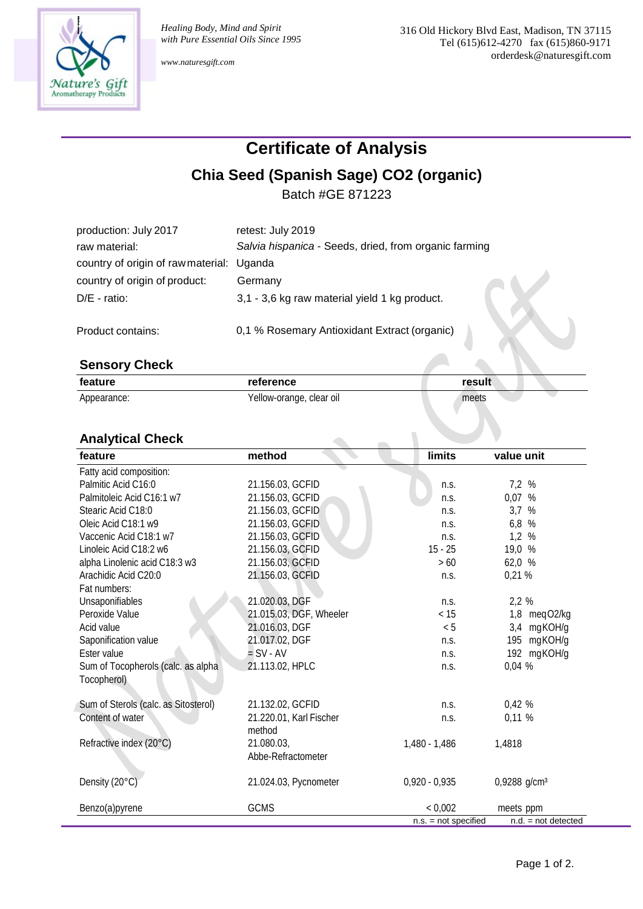Healing Body, Mind and Spirit
with Pure Essential Oils Since 1995

www.naturesgift.com

316 Old Hickory Blvd East, Madison, TN 37115
Tel (615)612-4270 fax (615)860-9171
orderdesk@naturesgift.com

# Certificate of Analysis

## Chia Seed (Spanish Sage) CO2 (organic)

Batch #GE 871223

| | |
|---|---|
| production: July 2017 | retest: July 2019 |
| raw material: | *Salvia hispanica* - Seeds, dried, from organic farming |
| country of origin of raw material: | Uganda |
| country of origin of product: | Germany |
| D/E - ratio: | 3,1 - 3,6 kg raw material yield 1 kg product. |
| Product contains: | 0,1 % Rosemary Antioxidant Extract (organic) |

### Sensory Check

| feature | reference | result |
|---|---|---|
| Appearance: | Yellow-orange, clear oil | meets |

### Analytical Check

| feature | method | limits | value unit |
|---|---|---|---|
| Fatty acid composition: | | | |
| Palmitic Acid C16:0 | 21.156.03, GCFID | n.s. | 7,2 % |
| Palmitoleic Acid C16:1 w7 | 21.156.03, GCFID | n.s. | 0,07 % |
| Stearic Acid C18:0 | 21.156.03, GCFID | n.s. | 3,7 % |
| Oleic Acid C18:1 w9 | 21.156.03, GCFID | n.s. | 6,8 % |
| Vaccenic Acid C18:1 w7 | 21.156.03, GCFID | n.s. | 1,2 % |
| Linoleic Acid C18:2 w6 | 21.156.03, GCFID | 15 - 25 | 19,0 % |
| alpha Linolenic acid C18:3 w3 | 21.156.03, GCFID | > 60 | 62,0 % |
| Arachidic Acid C20:0 | 21.156.03, GCFID | n.s. | 0,21 % |
| Fat numbers: | | | |
| Unsaponifiables | 21.020.03, DGF | n.s. | 2,2 % |
| Peroxide Value | 21.015.03, DGF, Wheeler | < 15 | 1,8 meqO2/kg |
| Acid value | 21.016.03, DGF | < 5 | 3,4 mgKOH/g |
| Saponification value | 21.017.02, DGF | n.s. | 195 mgKOH/g |
| Ester value | = SV - AV | n.s. | 192 mgKOH/g |
| Sum of Tocopherols (calc. as alpha Tocopherol) | 21.113.02, HPLC | n.s. | 0,04 % |
| Sum of Sterols (calc. as Sitosterol) | 21.132.02, GCFID | n.s. | 0,42 % |
| Content of water | 21.220.01, Karl Fischer method | n.s. | 0,11 % |
| Refractive index (20°C) | 21.080.03, Abbe-Refractometer | 1,480 - 1,486 | 1,4818 |
| Density (20°C) | 21.024.03, Pycnometer | 0,920 - 0,935 | 0,9288 g/cm³ |
| Benzo(a)pyrene | GCMS | < 0,002 | meets ppm |

n.s. = not specified &nbsp;&nbsp; n.d. = not detected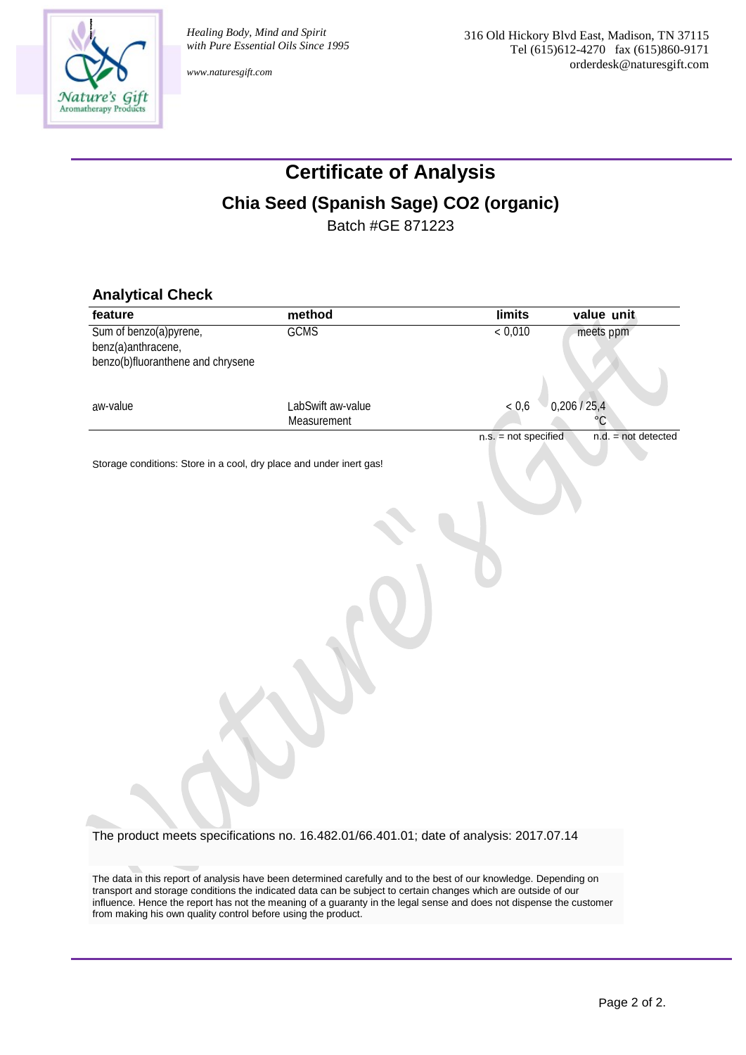# Certificate of Analysis

## Chia Seed (Spanish Sage) CO2 (organic)

Batch #GE 871223

### Analytical Check

| feature | method | limits | value | unit |
|---|---|---|---|---|
| Sum of benzo(a)pyrene, benz(a)anthracene, benzo(b)fluoranthene and chrysene | GCMS | < 0,010 | meets | ppm |
| aw-value | LabSwift aw-value Measurement | < 0,6 | 0,206 / 25,4 | °C |

n.s. = not specified    n.d. = not detected

Storage conditions: Store in a cool, dry place and under inert gas!

The product meets specifications no. 16.482.01/66.401.01; date of analysis: 2017.07.14

The data in this report of analysis have been determined carefully and to the best of our knowledge. Depending on transport and storage conditions the indicated data can be subject to certain changes which are outside of our influence. Hence the report has not the meaning of a guaranty in the legal sense and does not dispense the customer from making his own quality control before using the product.